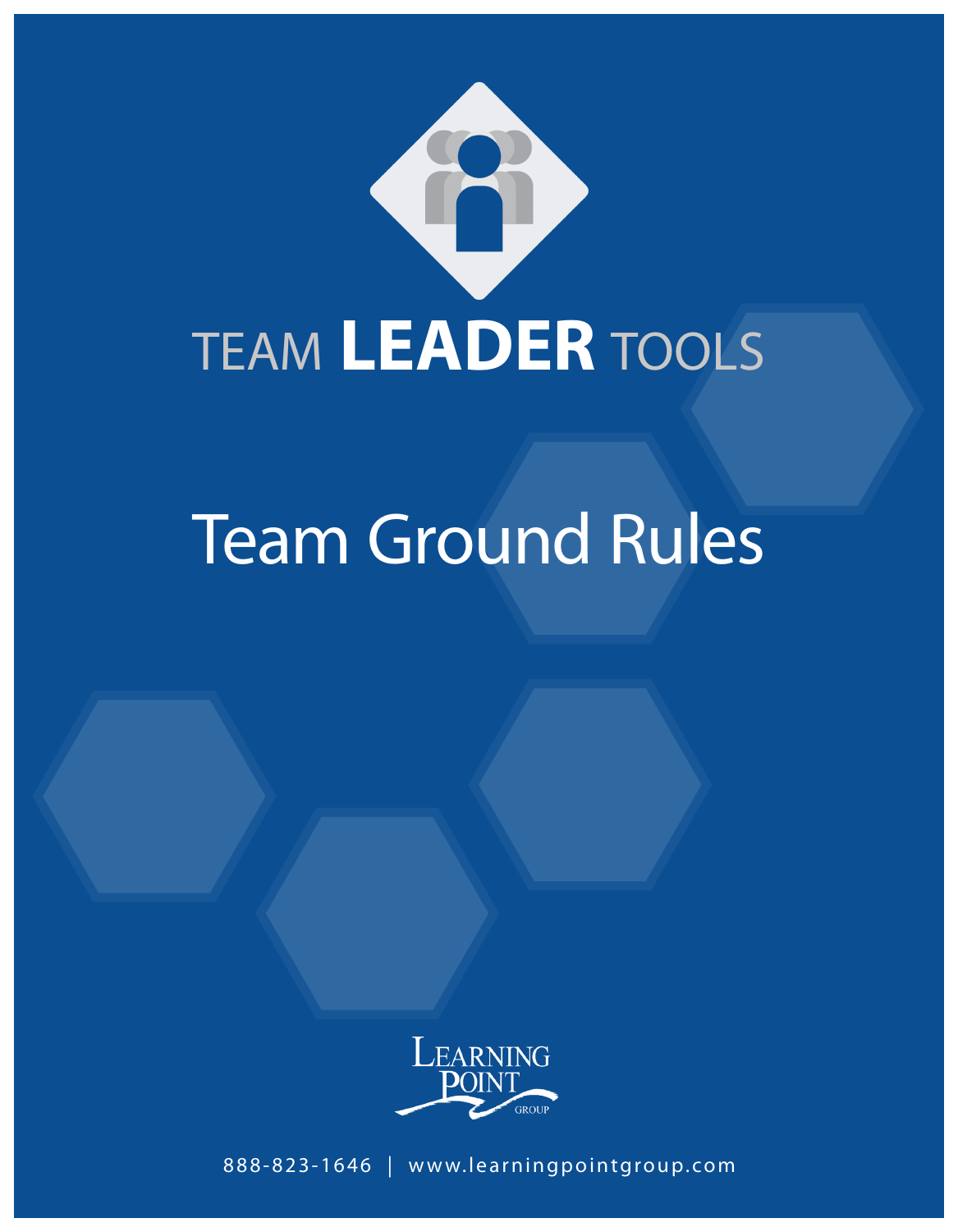TEAM **LEADER** TOOLS

# Team Ground Rules

LEARNING POINT GROUP

888-823-1646 | www.learningpointgroup.com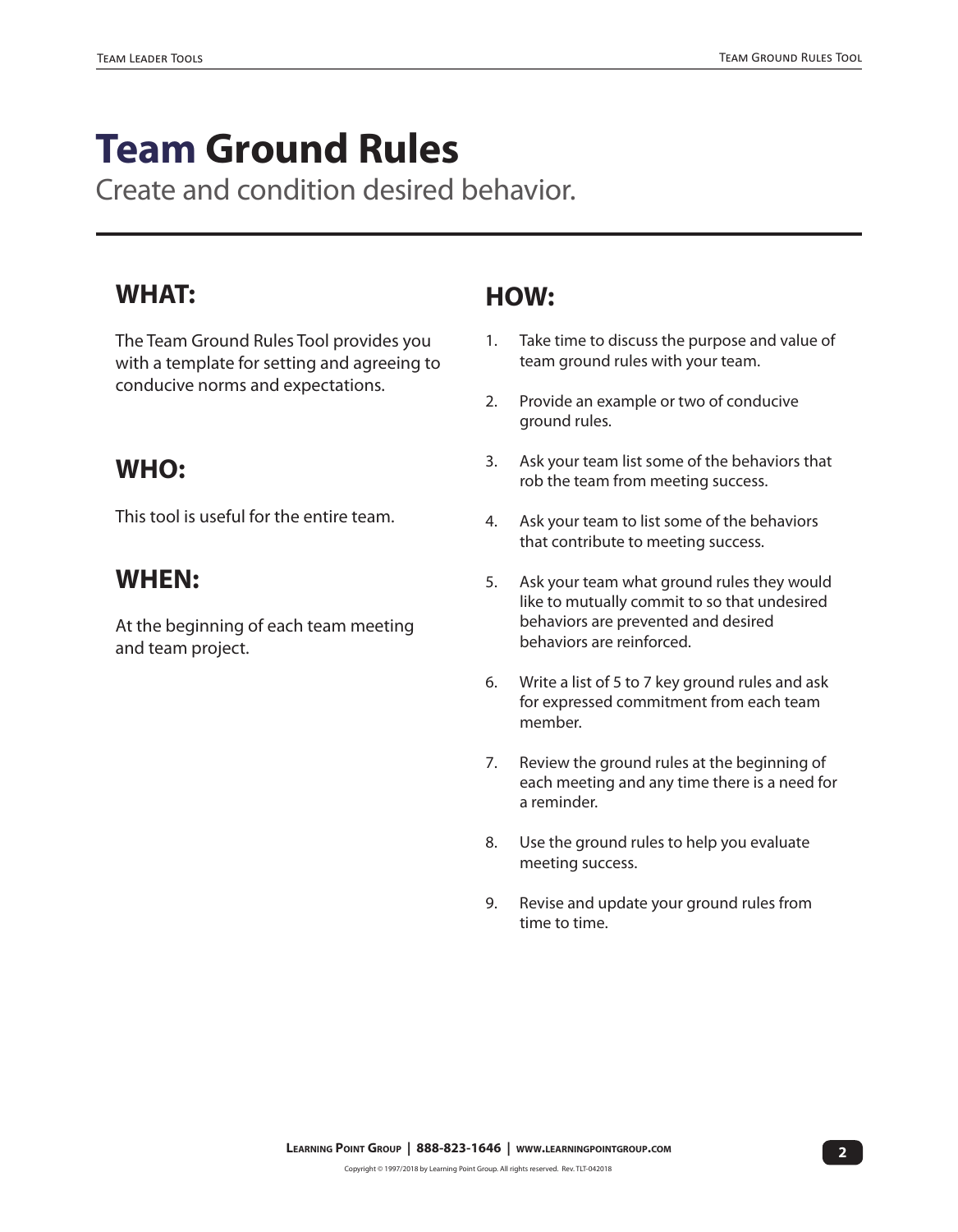# Team Ground Rules

Create and condition desired behavior.

## WHAT:

The Team Ground Rules Tool provides you with a template for setting and agreeing to conducive norms and expectations.

## WHO:

This tool is useful for the entire team.

## WHEN:

At the beginning of each team meeting and team project.

## HOW:

1. Take time to discuss the purpose and value of team ground rules with your team.
2. Provide an example or two of conducive ground rules.
3. Ask your team list some of the behaviors that rob the team from meeting success.
4. Ask your team to list some of the behaviors that contribute to meeting success.
5. Ask your team what ground rules they would like to mutually commit to so that undesired behaviors are prevented and desired behaviors are reinforced.
6. Write a list of 5 to 7 key ground rules and ask for expressed commitment from each team member.
7. Review the ground rules at the beginning of each meeting and any time there is a need for a reminder.
8. Use the ground rules to help you evaluate meeting success.
9. Revise and update your ground rules from time to time.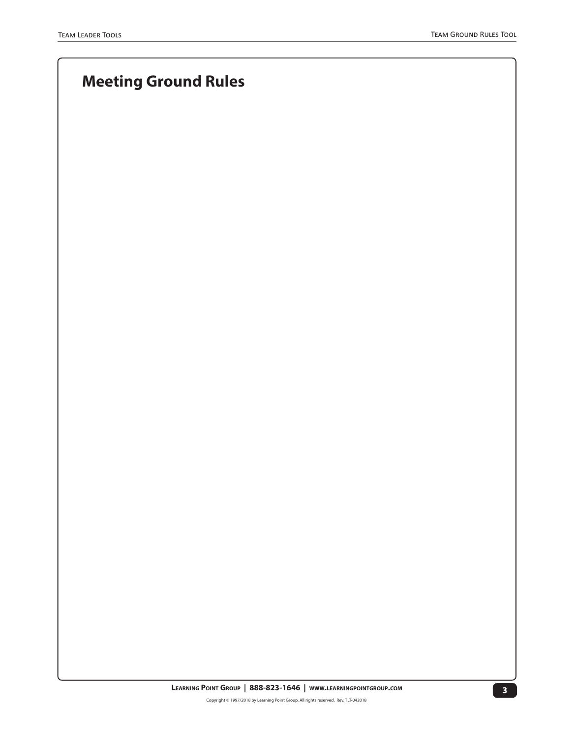## Meeting Ground Rules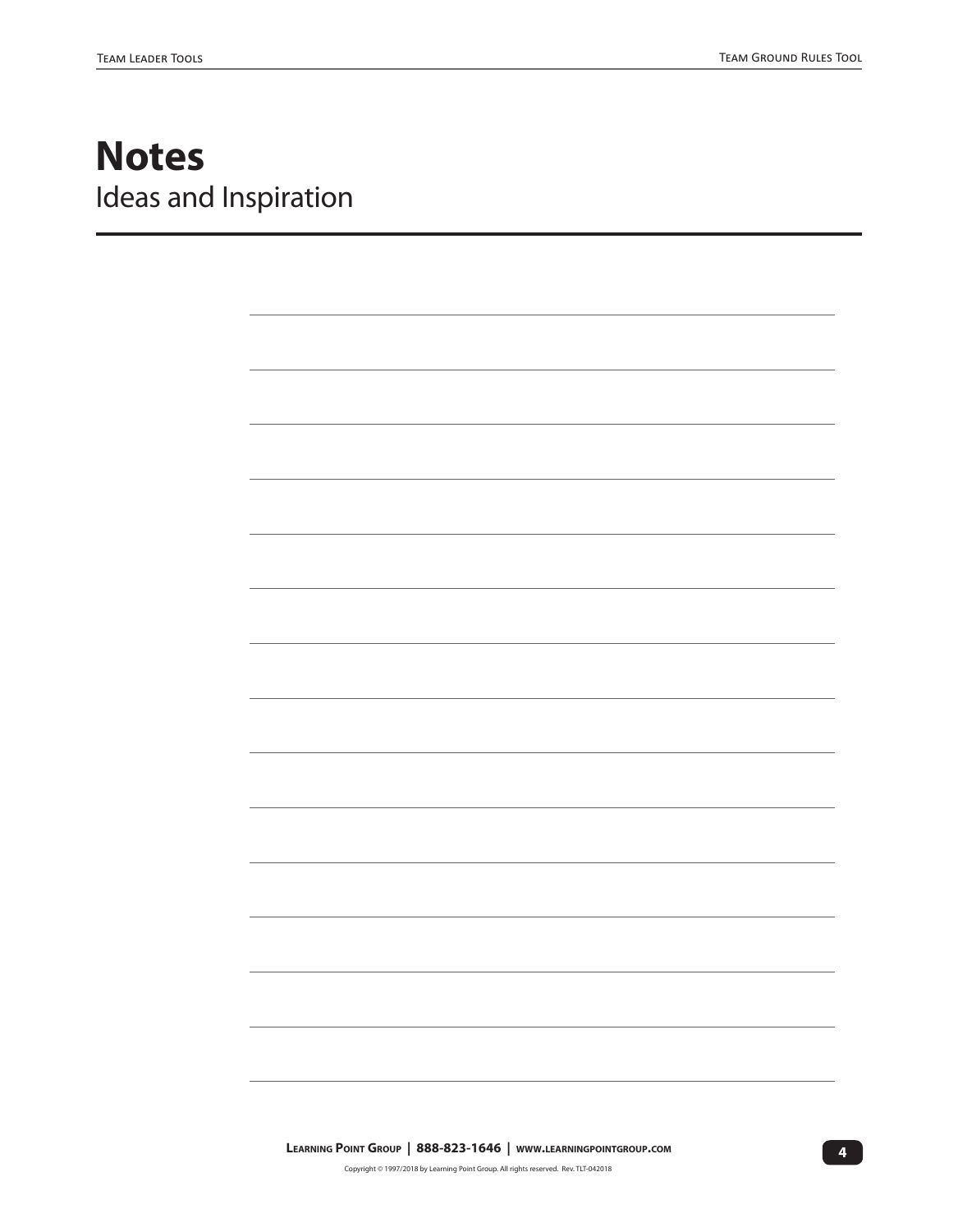# Notes

Ideas and Inspiration